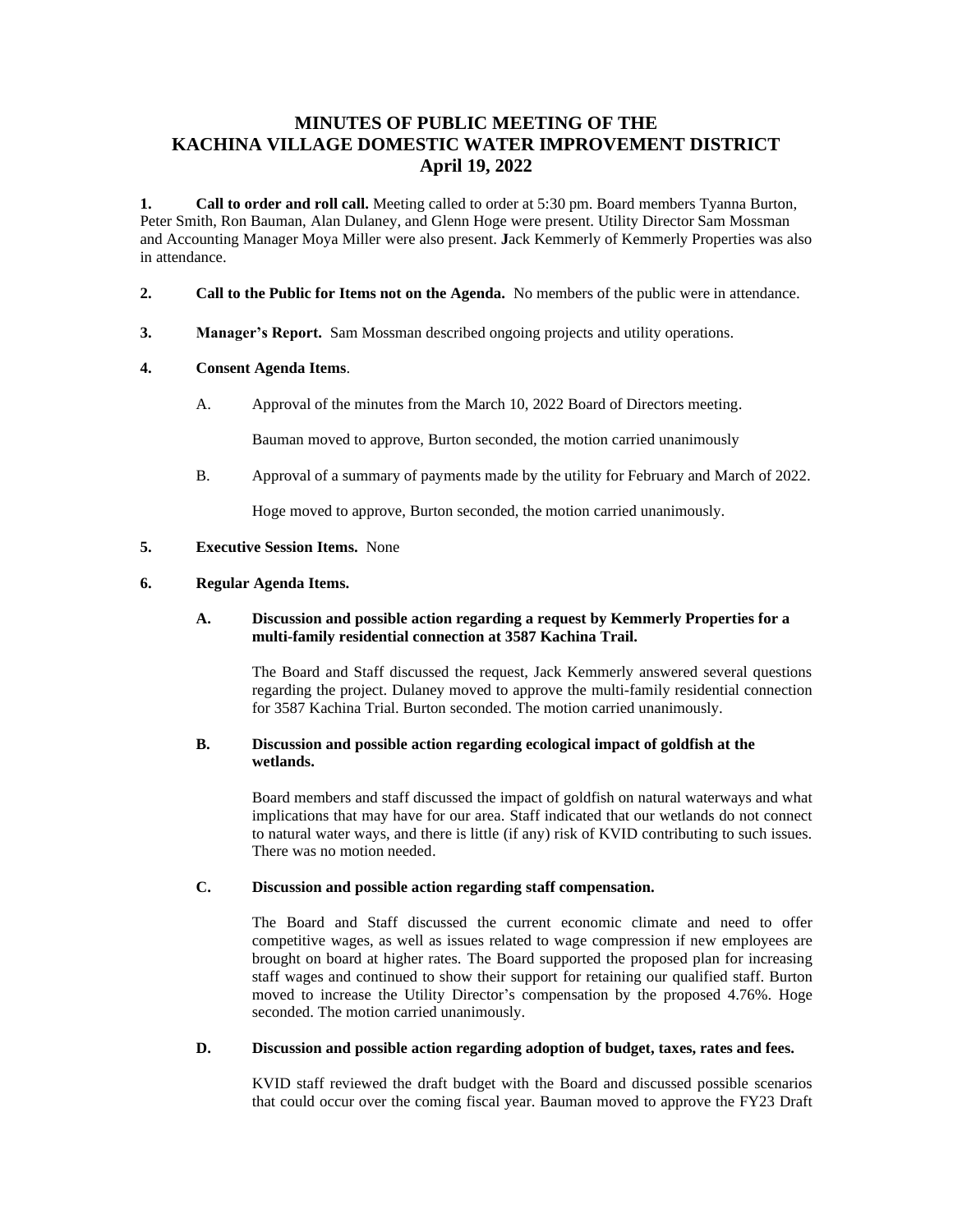# MINUTES OF PUBLIC MEETING OF THE KACHINA VILLAGE DOMESTIC WATER IMPROVEMENT DISTRICT
## April 19, 2022

**1. Call to order and roll call.** Meeting called to order at 5:30 pm. Board members Tyanna Burton, Peter Smith, Ron Bauman, Alan Dulaney, and Glenn Hoge were present. Utility Director Sam Mossman and Accounting Manager Moya Miller were also present. **J**ack Kemmerly of Kemmerly Properties was also in attendance.

**2. Call to the Public for Items not on the Agenda.** No members of the public were in attendance.

**3. Manager's Report.** Sam Mossman described ongoing projects and utility operations.

**4. Consent Agenda Items**.

A. Approval of the minutes from the March 10, 2022 Board of Directors meeting.

Bauman moved to approve, Burton seconded, the motion carried unanimously

B. Approval of a summary of payments made by the utility for February and March of 2022.

Hoge moved to approve, Burton seconded, the motion carried unanimously.

**5. Executive Session Items.** None

**6. Regular Agenda Items.**

**A. Discussion and possible action regarding a request by Kemmerly Properties for a multi-family residential connection at 3587 Kachina Trail.**

The Board and Staff discussed the request, Jack Kemmerly answered several questions regarding the project. Dulaney moved to approve the multi-family residential connection for 3587 Kachina Trial. Burton seconded. The motion carried unanimously.

**B. Discussion and possible action regarding ecological impact of goldfish at the wetlands.**

Board members and staff discussed the impact of goldfish on natural waterways and what implications that may have for our area. Staff indicated that our wetlands do not connect to natural water ways, and there is little (if any) risk of KVID contributing to such issues. There was no motion needed.

**C. Discussion and possible action regarding staff compensation.**

The Board and Staff discussed the current economic climate and need to offer competitive wages, as well as issues related to wage compression if new employees are brought on board at higher rates. The Board supported the proposed plan for increasing staff wages and continued to show their support for retaining our qualified staff. Burton moved to increase the Utility Director's compensation by the proposed 4.76%. Hoge seconded. The motion carried unanimously.

**D. Discussion and possible action regarding adoption of budget, taxes, rates and fees.**

KVID staff reviewed the draft budget with the Board and discussed possible scenarios that could occur over the coming fiscal year. Bauman moved to approve the FY23 Draft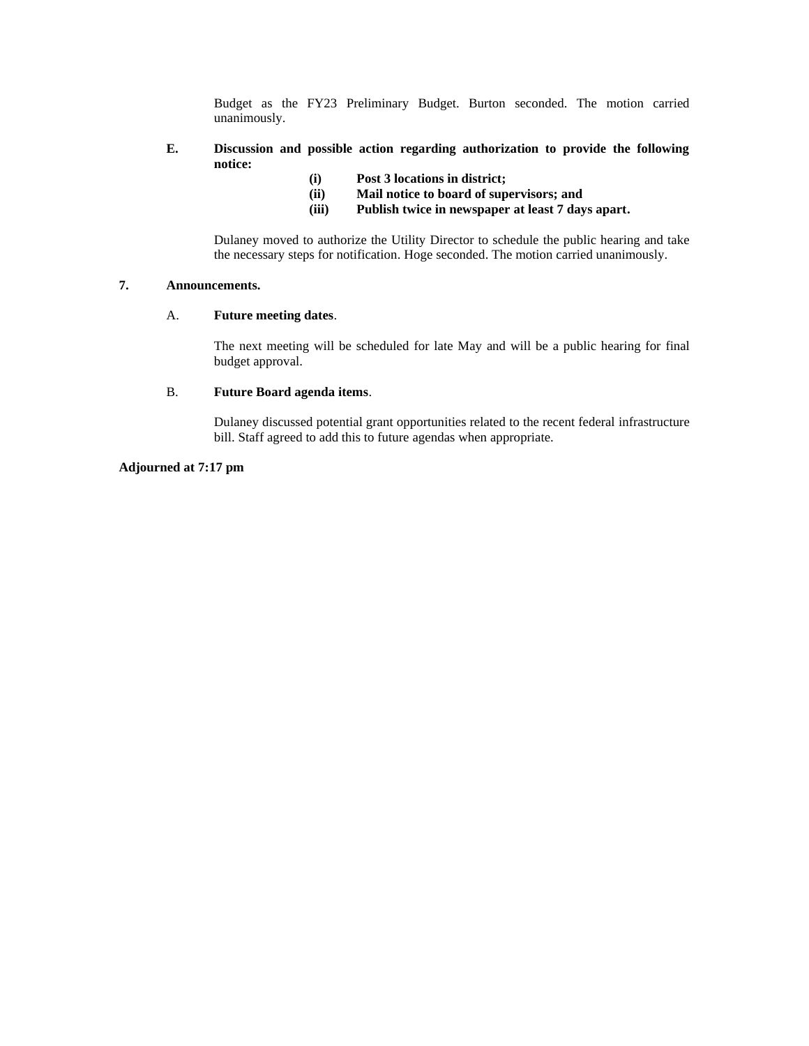Budget as the FY23 Preliminary Budget. Burton seconded. The motion carried unanimously.

**E. Discussion and possible action regarding authorization to provide the following notice:**

**(i) Post 3 locations in district;**
**(ii) Mail notice to board of supervisors; and**
**(iii) Publish twice in newspaper at least 7 days apart.**

Dulaney moved to authorize the Utility Director to schedule the public hearing and take the necessary steps for notification. Hoge seconded. The motion carried unanimously.

**7. Announcements.**

A. **Future meeting dates**.

The next meeting will be scheduled for late May and will be a public hearing for final budget approval.

B. **Future Board agenda items**.

Dulaney discussed potential grant opportunities related to the recent federal infrastructure bill. Staff agreed to add this to future agendas when appropriate.

**Adjourned at 7:17 pm**